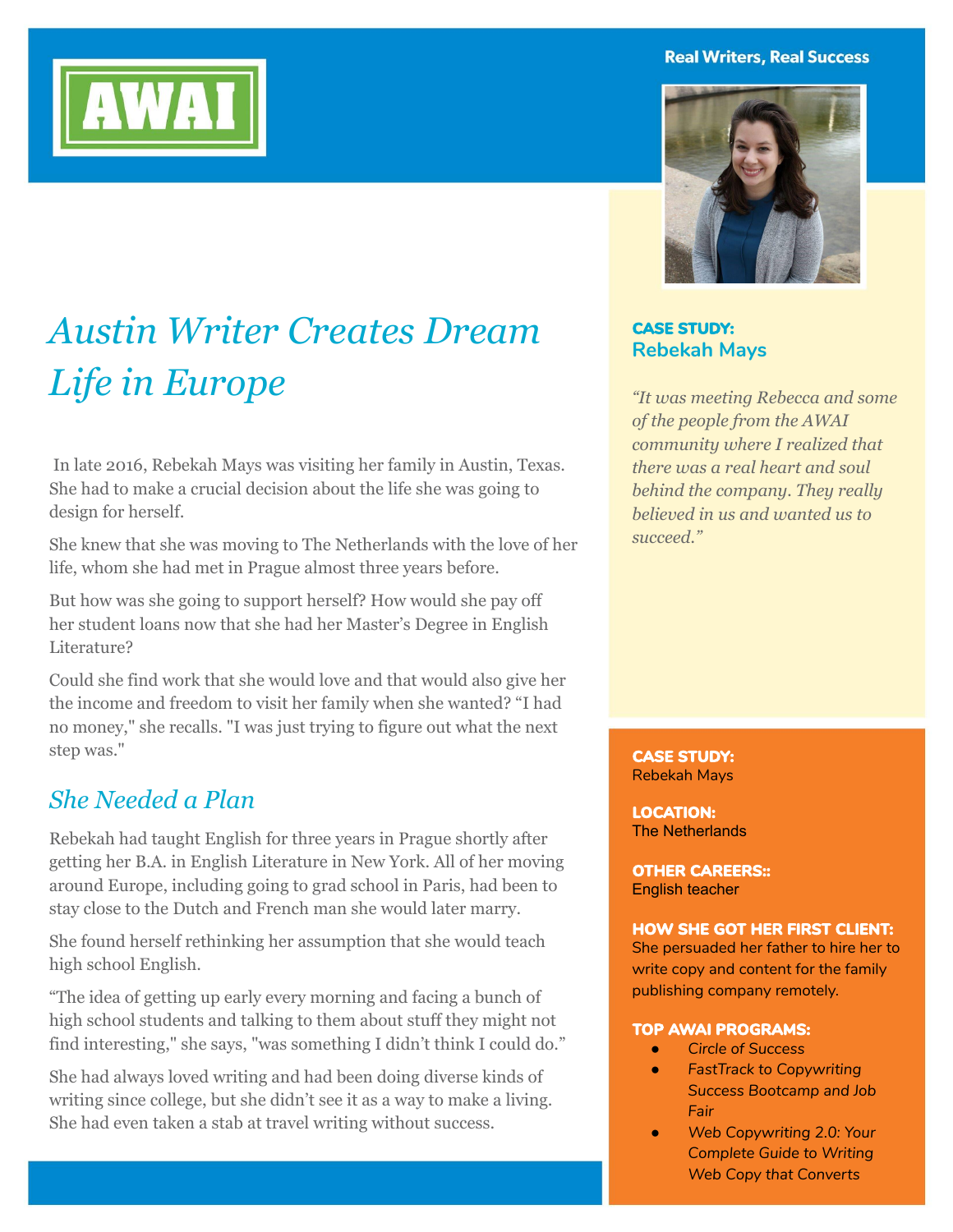AWAI

Real Writers, Real Success

# Austin Writer Creates Dream Life in Europe

In late 2016, Rebekah Mays was visiting her family in Austin, Texas. She had to make a crucial decision about the life she was going to design for herself.

She knew that she was moving to The Netherlands with the love of her life, whom she had met in Prague almost three years before.

But how was she going to support herself? How would she pay off her student loans now that she had her Master's Degree in English Literature?

Could she find work that she would love and that would also give her the income and freedom to visit her family when she wanted? "I had no money," she recalls. "I was just trying to figure out what the next step was."

## *She Needed a Plan*

Rebekah had taught English for three years in Prague shortly after getting her B.A. in English Literature in New York. All of her moving around Europe, including going to grad school in Paris, had been to stay close to the Dutch and French man she would later marry.

She found herself rethinking her assumption that she would teach high school English.

"The idea of getting up early every morning and facing a bunch of high school students and talking to them about stuff they might not find interesting," she says, "was something I didn't think I could do."

She had always loved writing and had been doing diverse kinds of writing since college, but she didn't see it as a way to make a living. She had even taken a stab at travel writing without success.

**CASE STUDY:**
**Rebekah Mays**

*"It was meeting Rebecca and some of the people from the AWAI community where I realized that there was a real heart and soul behind the company. They really believed in us and wanted us to succeed."*

**CASE STUDY:**
Rebekah Mays

**LOCATION:**
The Netherlands

**OTHER CAREERS::**
English teacher

**HOW SHE GOT HER FIRST CLIENT:**
She persuaded her father to hire her to write copy and content for the family publishing company remotely.

**TOP AWAI PROGRAMS:**

- *Circle of Success*
- *FastTrack to Copywriting Success Bootcamp and Job Fair*
- *Web Copywriting 2.0: Your Complete Guide to Writing Web Copy that Converts*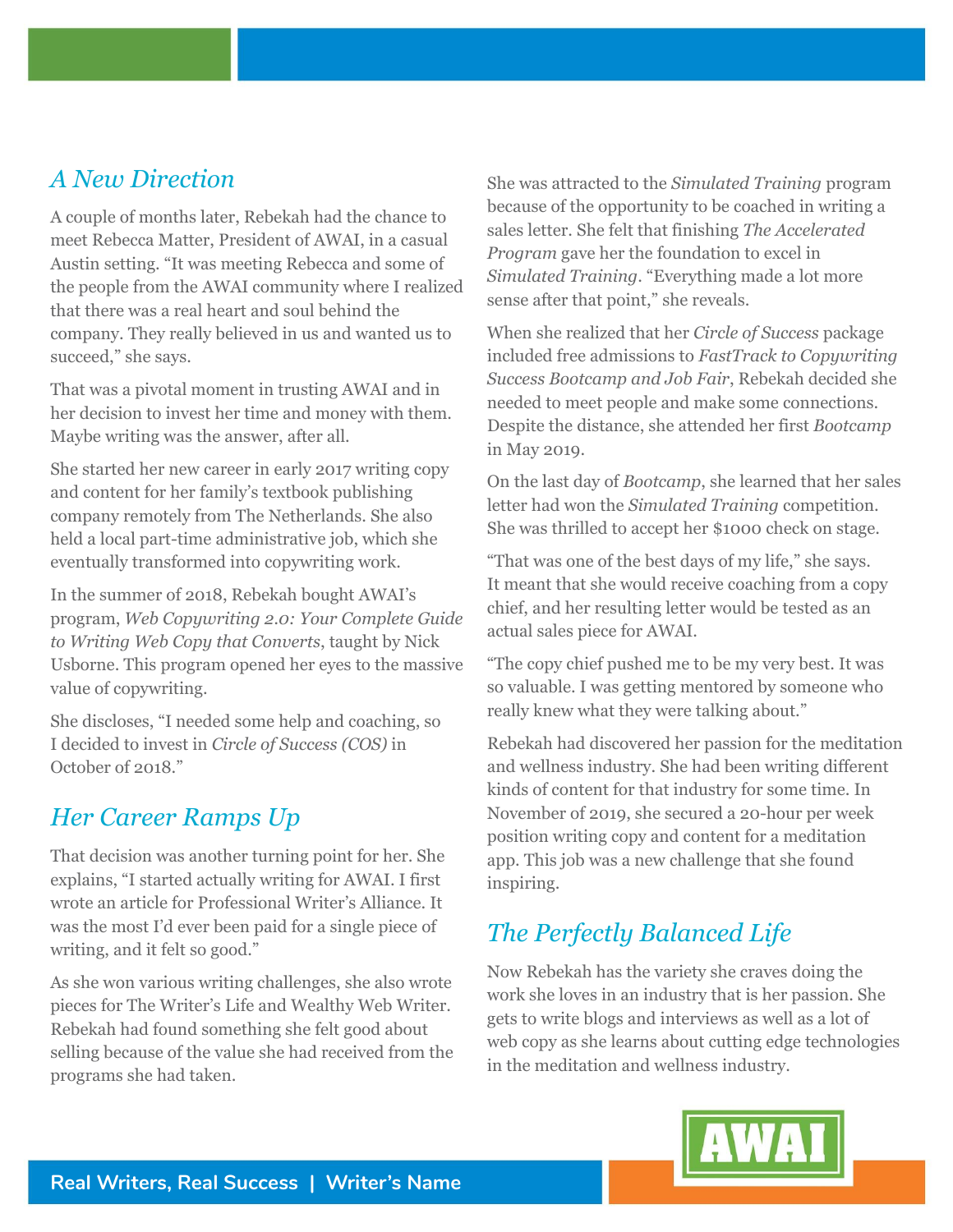## *A New Direction*

A couple of months later, Rebekah had the chance to meet Rebecca Matter, President of AWAI, in a casual Austin setting. "It was meeting Rebecca and some of the people from the AWAI community where I realized that there was a real heart and soul behind the company. They really believed in us and wanted us to succeed," she says.

That was a pivotal moment in trusting AWAI and in her decision to invest her time and money with them. Maybe writing was the answer, after all.

She started her new career in early 2017 writing copy and content for her family's textbook publishing company remotely from The Netherlands. She also held a local part-time administrative job, which she eventually transformed into copywriting work.

In the summer of 2018, Rebekah bought AWAI's program, *Web Copywriting 2.0: Your Complete Guide to Writing Web Copy that Converts*, taught by Nick Usborne. This program opened her eyes to the massive value of copywriting.

She discloses, "I needed some help and coaching, so I decided to invest in *Circle of Success (COS)* in October of 2018."

## *Her Career Ramps Up*

That decision was another turning point for her. She explains, "I started actually writing for AWAI. I first wrote an article for Professional Writer's Alliance. It was the most I'd ever been paid for a single piece of writing, and it felt so good."

As she won various writing challenges, she also wrote pieces for The Writer's Life and Wealthy Web Writer. Rebekah had found something she felt good about selling because of the value she had received from the programs she had taken.

She was attracted to the *Simulated Training* program because of the opportunity to be coached in writing a sales letter. She felt that finishing *The Accelerated Program* gave her the foundation to excel in *Simulated Training*. "Everything made a lot more sense after that point," she reveals.

When she realized that her *Circle of Success* package included free admissions to *FastTrack to Copywriting Success Bootcamp and Job Fair*, Rebekah decided she needed to meet people and make some connections. Despite the distance, she attended her first *Bootcamp* in May 2019.

On the last day of *Bootcamp*, she learned that her sales letter had won the *Simulated Training* competition. She was thrilled to accept her $1000 check on stage.

"That was one of the best days of my life," she says. It meant that she would receive coaching from a copy chief, and her resulting letter would be tested as an actual sales piece for AWAI.

"The copy chief pushed me to be my very best. It was so valuable. I was getting mentored by someone who really knew what they were talking about."

Rebekah had discovered her passion for the meditation and wellness industry. She had been writing different kinds of content for that industry for some time. In November of 2019, she secured a 20-hour per week position writing copy and content for a meditation app. This job was a new challenge that she found inspiring.

## *The Perfectly Balanced Life*

Now Rebekah has the variety she craves doing the work she loves in an industry that is her passion. She gets to write blogs and interviews as well as a lot of web copy as she learns about cutting edge technologies in the meditation and wellness industry.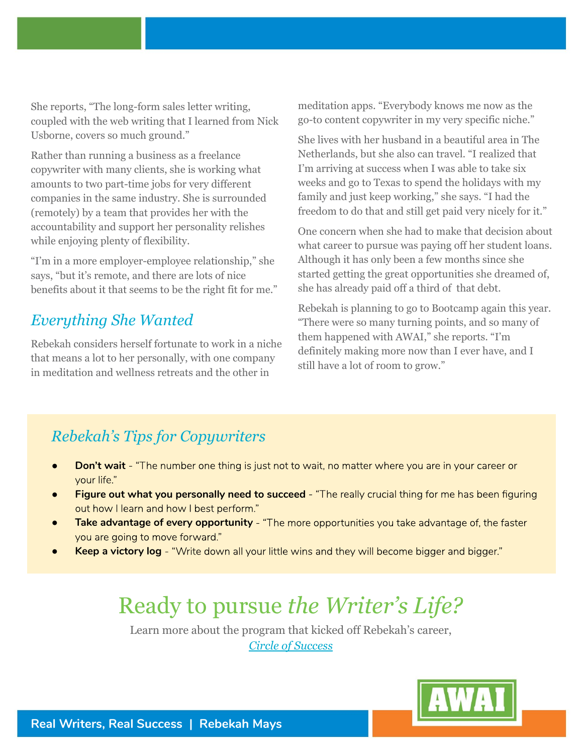She reports, "The long-form sales letter writing, coupled with the web writing that I learned from Nick Usborne, covers so much ground."

Rather than running a business as a freelance copywriter with many clients, she is working what amounts to two part-time jobs for very different companies in the same industry. She is surrounded (remotely) by a team that provides her with the accountability and support her personality relishes while enjoying plenty of flexibility.

"I'm in a more employer-employee relationship," she says, "but it's remote, and there are lots of nice benefits about it that seems to be the right fit for me."

## *Everything She Wanted*

Rebekah considers herself fortunate to work in a niche that means a lot to her personally, with one company in meditation and wellness retreats and the other in meditation apps. "Everybody knows me now as the go-to content copywriter in my very specific niche."

She lives with her husband in a beautiful area in The Netherlands, but she also can travel. "I realized that I'm arriving at success when I was able to take six weeks and go to Texas to spend the holidays with my family and just keep working," she says. "I had the freedom to do that and still get paid very nicely for it."

One concern when she had to make that decision about what career to pursue was paying off her student loans. Although it has only been a few months since she started getting the great opportunities she dreamed of, she has already paid off a third of that debt.

Rebekah is planning to go to Bootcamp again this year. "There were so many turning points, and so many of them happened with AWAI," she reports. "I'm definitely making more now than I ever have, and I still have a lot of room to grow."

## *Rebekah's Tips for Copywriters*

- **Don't wait** - "The number one thing is just not to wait, no matter where you are in your career or your life."
- **Figure out what you personally need to succeed** - "The really crucial thing for me has been figuring out how I learn and how I best perform."
- **Take advantage of every opportunity** - "The more opportunities you take advantage of, the faster you are going to move forward."
- **Keep a victory log** - "Write down all your little wins and they will become bigger and bigger."

# Ready to pursue *the Writer's Life?*

Learn more about the program that kicked off Rebekah's career,

*Circle of Success*